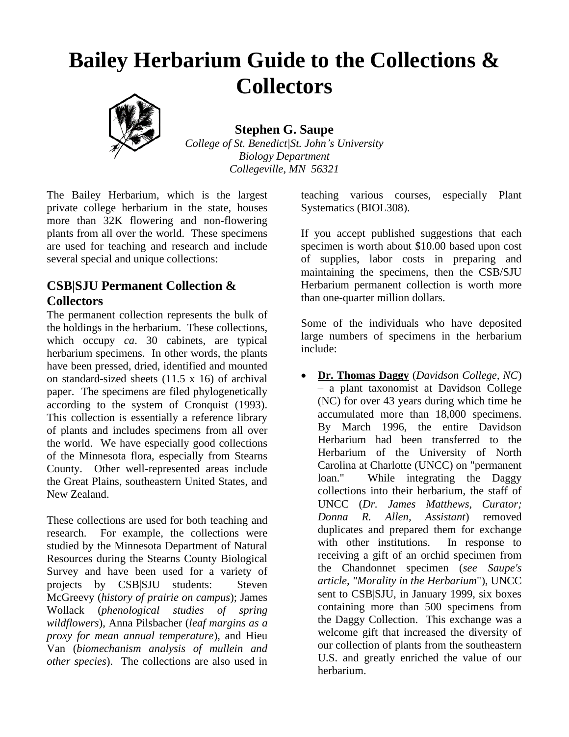# Bailey Herbarium Guide to the Collections & Collectors

**Stephen G. Saupe**
*College of St. Benedict|St. John's University*
*Biology Department*
*Collegeville, MN 56321*

The Bailey Herbarium, which is the largest private college herbarium in the state, houses more than 32K flowering and non-flowering plants from all over the world. These specimens are used for teaching and research and include several special and unique collections:

## CSB|SJU Permanent Collection & Collectors

The permanent collection represents the bulk of the holdings in the herbarium. These collections, which occupy *ca*. 30 cabinets, are typical herbarium specimens. In other words, the plants have been pressed, dried, identified and mounted on standard-sized sheets (11.5 x 16) of archival paper. The specimens are filed phylogenetically according to the system of Cronquist (1993). This collection is essentially a reference library of plants and includes specimens from all over the world. We have especially good collections of the Minnesota flora, especially from Stearns County. Other well-represented areas include the Great Plains, southeastern United States, and New Zealand.

These collections are used for both teaching and research. For example, the collections were studied by the Minnesota Department of Natural Resources during the Stearns County Biological Survey and have been used for a variety of projects by CSB|SJU students: Steven McGreevy (*history of prairie on campus*); James Wollack (*phenological studies of spring wildflowers*), Anna Pilsbacher (*leaf margins as a proxy for mean annual temperature*), and Hieu Van (*biomechanism analysis of mullein and other species*). The collections are also used in teaching various courses, especially Plant Systematics (BIOL308).

If you accept published suggestions that each specimen is worth about $10.00 based upon cost of supplies, labor costs in preparing and maintaining the specimens, then the CSB/SJU Herbarium permanent collection is worth more than one-quarter million dollars.

Some of the individuals who have deposited large numbers of specimens in the herbarium include:

- **Dr. Thomas Daggy** (*Davidson College, NC*) – a plant taxonomist at Davidson College (NC) for over 43 years during which time he accumulated more than 18,000 specimens. By March 1996, the entire Davidson Herbarium had been transferred to the Herbarium of the University of North Carolina at Charlotte (UNCC) on "permanent loan." While integrating the Daggy collections into their herbarium, the staff of UNCC (*Dr. James Matthews, Curator; Donna R. Allen, Assistant*) removed duplicates and prepared them for exchange with other institutions. In response to receiving a gift of an orchid specimen from the Chandonnet specimen (*see Saupe's article, "Morality in the Herbarium*"), UNCC sent to CSB|SJU, in January 1999, six boxes containing more than 500 specimens from the Daggy Collection. This exchange was a welcome gift that increased the diversity of our collection of plants from the southeastern U.S. and greatly enriched the value of our herbarium.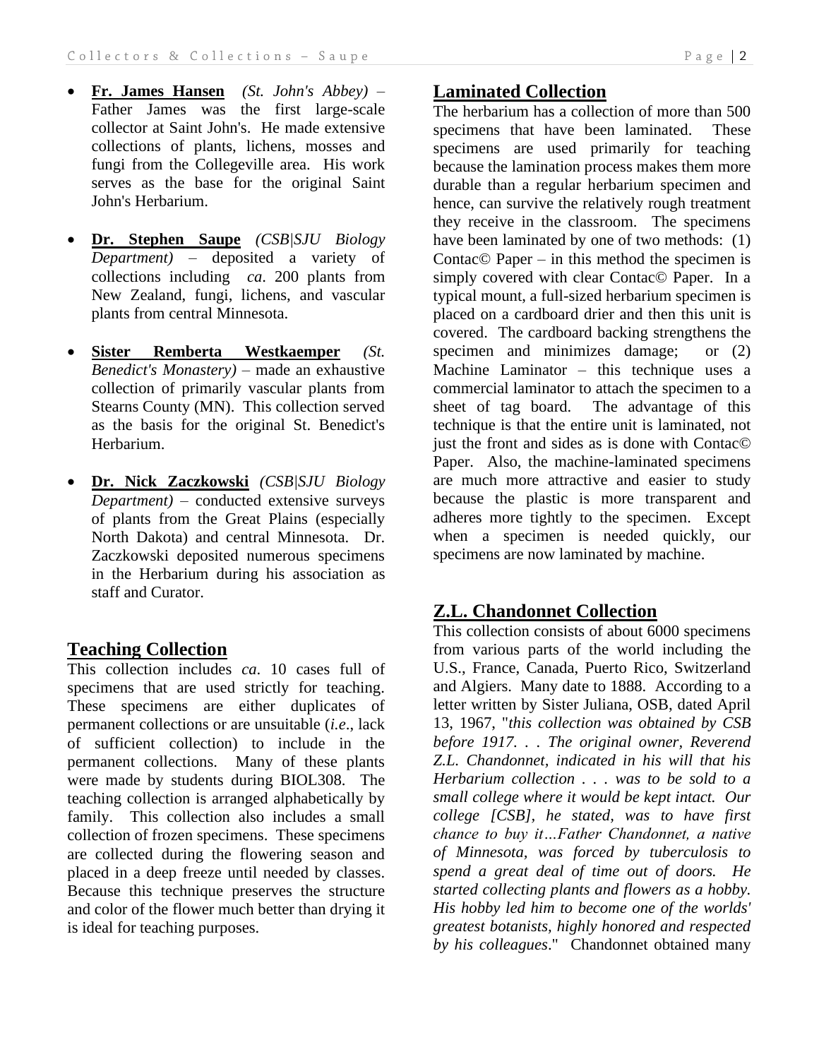- **Fr. James Hansen** *(St. John's Abbey)* – Father James was the first large-scale collector at Saint John's. He made extensive collections of plants, lichens, mosses and fungi from the Collegeville area. His work serves as the base for the original Saint John's Herbarium.

- **Dr. Stephen Saupe** *(CSB|SJU Biology Department)* – deposited a variety of collections including *ca*. 200 plants from New Zealand, fungi, lichens, and vascular plants from central Minnesota.

- **Sister Remberta Westkaemper** *(St. Benedict's Monastery)* – made an exhaustive collection of primarily vascular plants from Stearns County (MN). This collection served as the basis for the original St. Benedict's Herbarium.

- **Dr. Nick Zaczkowski** *(CSB|SJU Biology Department)* – conducted extensive surveys of plants from the Great Plains (especially North Dakota) and central Minnesota. Dr. Zaczkowski deposited numerous specimens in the Herbarium during his association as staff and Curator.

## Teaching Collection

This collection includes *ca*. 10 cases full of specimens that are used strictly for teaching. These specimens are either duplicates of permanent collections or are unsuitable (*i.e*., lack of sufficient collection) to include in the permanent collections. Many of these plants were made by students during BIOL308. The teaching collection is arranged alphabetically by family. This collection also includes a small collection of frozen specimens. These specimens are collected during the flowering season and placed in a deep freeze until needed by classes. Because this technique preserves the structure and color of the flower much better than drying it is ideal for teaching purposes.

## Laminated Collection

The herbarium has a collection of more than 500 specimens that have been laminated. These specimens are used primarily for teaching because the lamination process makes them more durable than a regular herbarium specimen and hence, can survive the relatively rough treatment they receive in the classroom. The specimens have been laminated by one of two methods: (1) Contac© Paper – in this method the specimen is simply covered with clear Contac© Paper. In a typical mount, a full-sized herbarium specimen is placed on a cardboard drier and then this unit is covered. The cardboard backing strengthens the specimen and minimizes damage; or (2) Machine Laminator – this technique uses a commercial laminator to attach the specimen to a sheet of tag board. The advantage of this technique is that the entire unit is laminated, not just the front and sides as is done with Contac© Paper. Also, the machine-laminated specimens are much more attractive and easier to study because the plastic is more transparent and adheres more tightly to the specimen. Except when a specimen is needed quickly, our specimens are now laminated by machine.

## Z.L. Chandonnet Collection

This collection consists of about 6000 specimens from various parts of the world including the U.S., France, Canada, Puerto Rico, Switzerland and Algiers. Many date to 1888. According to a letter written by Sister Juliana, OSB, dated April 13, 1967, "*this collection was obtained by CSB before 1917. . . The original owner, Reverend Z.L. Chandonnet, indicated in his will that his Herbarium collection . . . was to be sold to a small college where it would be kept intact. Our college [CSB], he stated, was to have first chance to buy it…Father Chandonnet, a native of Minnesota, was forced by tuberculosis to spend a great deal of time out of doors. He started collecting plants and flowers as a hobby. His hobby led him to become one of the worlds' greatest botanists, highly honored and respected by his colleagues*." Chandonnet obtained many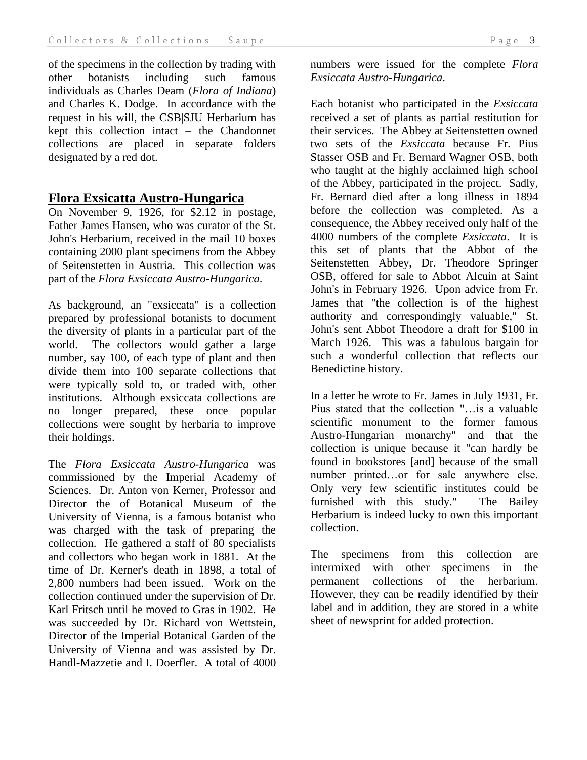of the specimens in the collection by trading with other botanists including such famous individuals as Charles Deam (*Flora of Indiana*) and Charles K. Dodge. In accordance with the request in his will, the CSB|SJU Herbarium has kept this collection intact – the Chandonnet collections are placed in separate folders designated by a red dot.

## Flora Exsicatta Austro-Hungarica

On November 9, 1926, for $2.12 in postage, Father James Hansen, who was curator of the St. John's Herbarium, received in the mail 10 boxes containing 2000 plant specimens from the Abbey of Seitenstetten in Austria. This collection was part of the *Flora Exsiccata Austro-Hungarica*.

As background, an "exsiccata" is a collection prepared by professional botanists to document the diversity of plants in a particular part of the world. The collectors would gather a large number, say 100, of each type of plant and then divide them into 100 separate collections that were typically sold to, or traded with, other institutions. Although exsiccata collections are no longer prepared, these once popular collections were sought by herbaria to improve their holdings.

The *Flora Exsiccata Austro-Hungarica* was commissioned by the Imperial Academy of Sciences. Dr. Anton von Kerner, Professor and Director the of Botanical Museum of the University of Vienna, is a famous botanist who was charged with the task of preparing the collection. He gathered a staff of 80 specialists and collectors who began work in 1881. At the time of Dr. Kerner's death in 1898, a total of 2,800 numbers had been issued. Work on the collection continued under the supervision of Dr. Karl Fritsch until he moved to Gras in 1902. He was succeeded by Dr. Richard von Wettstein, Director of the Imperial Botanical Garden of the University of Vienna and was assisted by Dr. Handl-Mazzetie and I. Doerfler. A total of 4000 numbers were issued for the complete *Flora Exsiccata Austro-Hungarica*.

Each botanist who participated in the *Exsiccata* received a set of plants as partial restitution for their services. The Abbey at Seitenstetten owned two sets of the *Exsiccata* because Fr. Pius Stasser OSB and Fr. Bernard Wagner OSB, both who taught at the highly acclaimed high school of the Abbey, participated in the project. Sadly, Fr. Bernard died after a long illness in 1894 before the collection was completed. As a consequence, the Abbey received only half of the 4000 numbers of the complete *Exsiccata*. It is this set of plants that the Abbot of the Seitenstetten Abbey, Dr. Theodore Springer OSB, offered for sale to Abbot Alcuin at Saint John's in February 1926. Upon advice from Fr. James that "the collection is of the highest authority and correspondingly valuable," St. John's sent Abbot Theodore a draft for $100 in March 1926. This was a fabulous bargain for such a wonderful collection that reflects our Benedictine history.

In a letter he wrote to Fr. James in July 1931, Fr. Pius stated that the collection "…is a valuable scientific monument to the former famous Austro-Hungarian monarchy" and that the collection is unique because it "can hardly be found in bookstores [and] because of the small number printed…or for sale anywhere else. Only very few scientific institutes could be furnished with this study." The Bailey Herbarium is indeed lucky to own this important collection.

The specimens from this collection are intermixed with other specimens in the permanent collections of the herbarium. However, they can be readily identified by their label and in addition, they are stored in a white sheet of newsprint for added protection.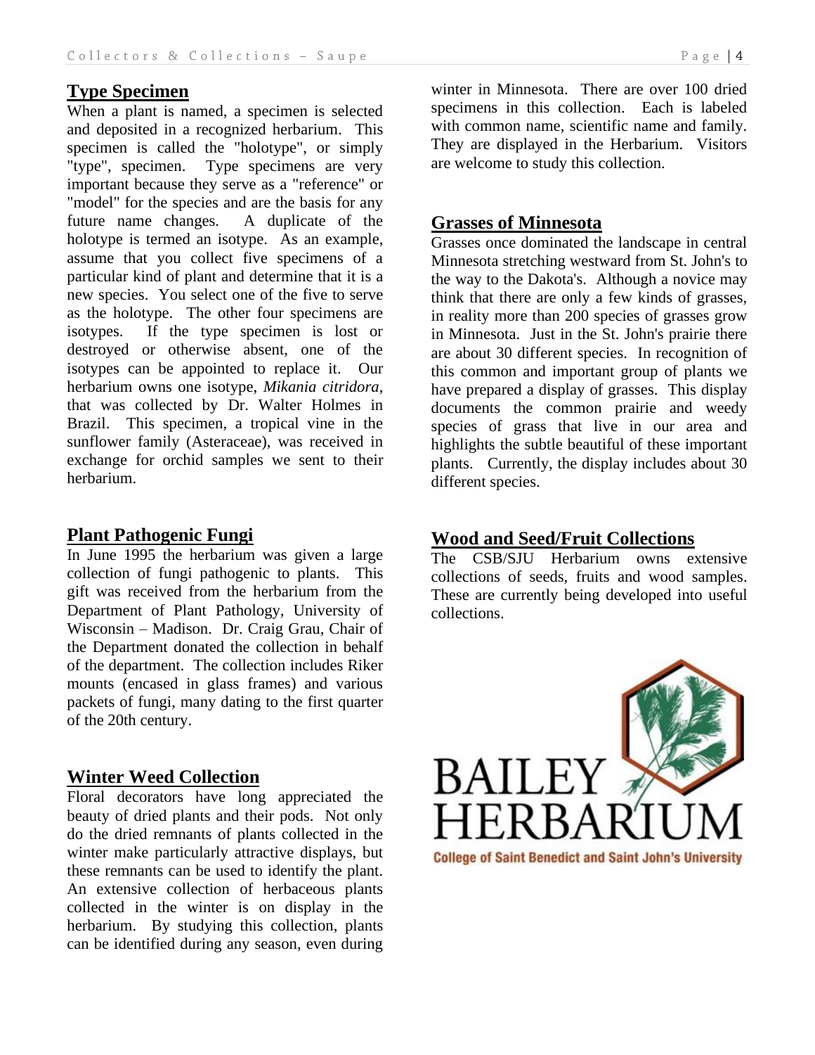## Type Specimen

When a plant is named, a specimen is selected and deposited in a recognized herbarium. This specimen is called the "holotype", or simply "type", specimen. Type specimens are very important because they serve as a "reference" or "model" for the species and are the basis for any future name changes. A duplicate of the holotype is termed an isotype. As an example, assume that you collect five specimens of a particular kind of plant and determine that it is a new species. You select one of the five to serve as the holotype. The other four specimens are isotypes. If the type specimen is lost or destroyed or otherwise absent, one of the isotypes can be appointed to replace it. Our herbarium owns one isotype, *Mikania citridora*, that was collected by Dr. Walter Holmes in Brazil. This specimen, a tropical vine in the sunflower family (Asteraceae), was received in exchange for orchid samples we sent to their herbarium.

## Plant Pathogenic Fungi

In June 1995 the herbarium was given a large collection of fungi pathogenic to plants. This gift was received from the herbarium from the Department of Plant Pathology, University of Wisconsin – Madison. Dr. Craig Grau, Chair of the Department donated the collection in behalf of the department. The collection includes Riker mounts (encased in glass frames) and various packets of fungi, many dating to the first quarter of the 20th century.

## Winter Weed Collection

Floral decorators have long appreciated the beauty of dried plants and their pods. Not only do the dried remnants of plants collected in the winter make particularly attractive displays, but these remnants can be used to identify the plant. An extensive collection of herbaceous plants collected in the winter is on display in the herbarium. By studying this collection, plants can be identified during any season, even during winter in Minnesota. There are over 100 dried specimens in this collection. Each is labeled with common name, scientific name and family. They are displayed in the Herbarium. Visitors are welcome to study this collection.

## Grasses of Minnesota

Grasses once dominated the landscape in central Minnesota stretching westward from St. John's to the way to the Dakota's. Although a novice may think that there are only a few kinds of grasses, in reality more than 200 species of grasses grow in Minnesota. Just in the St. John's prairie there are about 30 different species. In recognition of this common and important group of plants we have prepared a display of grasses. This display documents the common prairie and weedy species of grass that live in our area and highlights the subtle beautiful of these important plants. Currently, the display includes about 30 different species.

## Wood and Seed/Fruit Collections

The CSB/SJU Herbarium owns extensive collections of seeds, fruits and wood samples. These are currently being developed into useful collections.

BAILEY HERBARIUM
College of Saint Benedict and Saint John's University